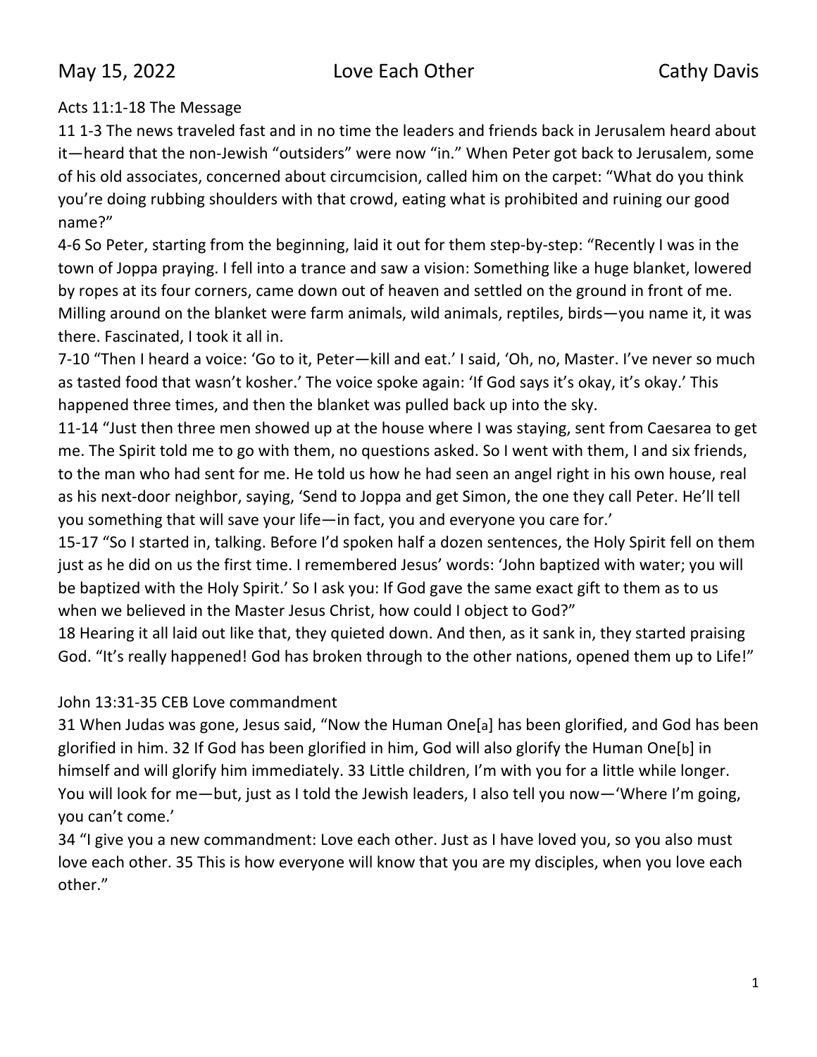May 15, 2022 Love Each Other Cathy Davis

Acts 11:1-18 The Message

11 1-3 The news traveled fast and in no time the leaders and friends back in Jerusalem heard about it—heard that the non-Jewish "outsiders" were now "in." When Peter got back to Jerusalem, some of his old associates, concerned about circumcision, called him on the carpet: "What do you think you're doing rubbing shoulders with that crowd, eating what is prohibited and ruining our good name?"

4-6 So Peter, starting from the beginning, laid it out for them step-by-step: "Recently I was in the town of Joppa praying. I fell into a trance and saw a vision: Something like a huge blanket, lowered by ropes at its four corners, came down out of heaven and settled on the ground in front of me. Milling around on the blanket were farm animals, wild animals, reptiles, birds—you name it, it was there. Fascinated, I took it all in.

7-10 "Then I heard a voice: 'Go to it, Peter—kill and eat.' I said, 'Oh, no, Master. I've never so much as tasted food that wasn't kosher.' The voice spoke again: 'If God says it's okay, it's okay.' This happened three times, and then the blanket was pulled back up into the sky.

11-14 "Just then three men showed up at the house where I was staying, sent from Caesarea to get me. The Spirit told me to go with them, no questions asked. So I went with them, I and six friends, to the man who had sent for me. He told us how he had seen an angel right in his own house, real as his next-door neighbor, saying, 'Send to Joppa and get Simon, the one they call Peter. He'll tell you something that will save your life—in fact, you and everyone you care for.'

15-17 "So I started in, talking. Before I'd spoken half a dozen sentences, the Holy Spirit fell on them just as he did on us the first time. I remembered Jesus' words: 'John baptized with water; you will be baptized with the Holy Spirit.' So I ask you: If God gave the same exact gift to them as to us when we believed in the Master Jesus Christ, how could I object to God?"

18 Hearing it all laid out like that, they quieted down. And then, as it sank in, they started praising God. "It's really happened! God has broken through to the other nations, opened them up to Life!"

John 13:31-35 CEB Love commandment

31 When Judas was gone, Jesus said, "Now the Human One[a] has been glorified, and God has been glorified in him. 32 If God has been glorified in him, God will also glorify the Human One[b] in himself and will glorify him immediately. 33 Little children, I'm with you for a little while longer. You will look for me—but, just as I told the Jewish leaders, I also tell you now—'Where I'm going, you can't come.'

34 "I give you a new commandment: Love each other. Just as I have loved you, so you also must love each other. 35 This is how everyone will know that you are my disciples, when you love each other."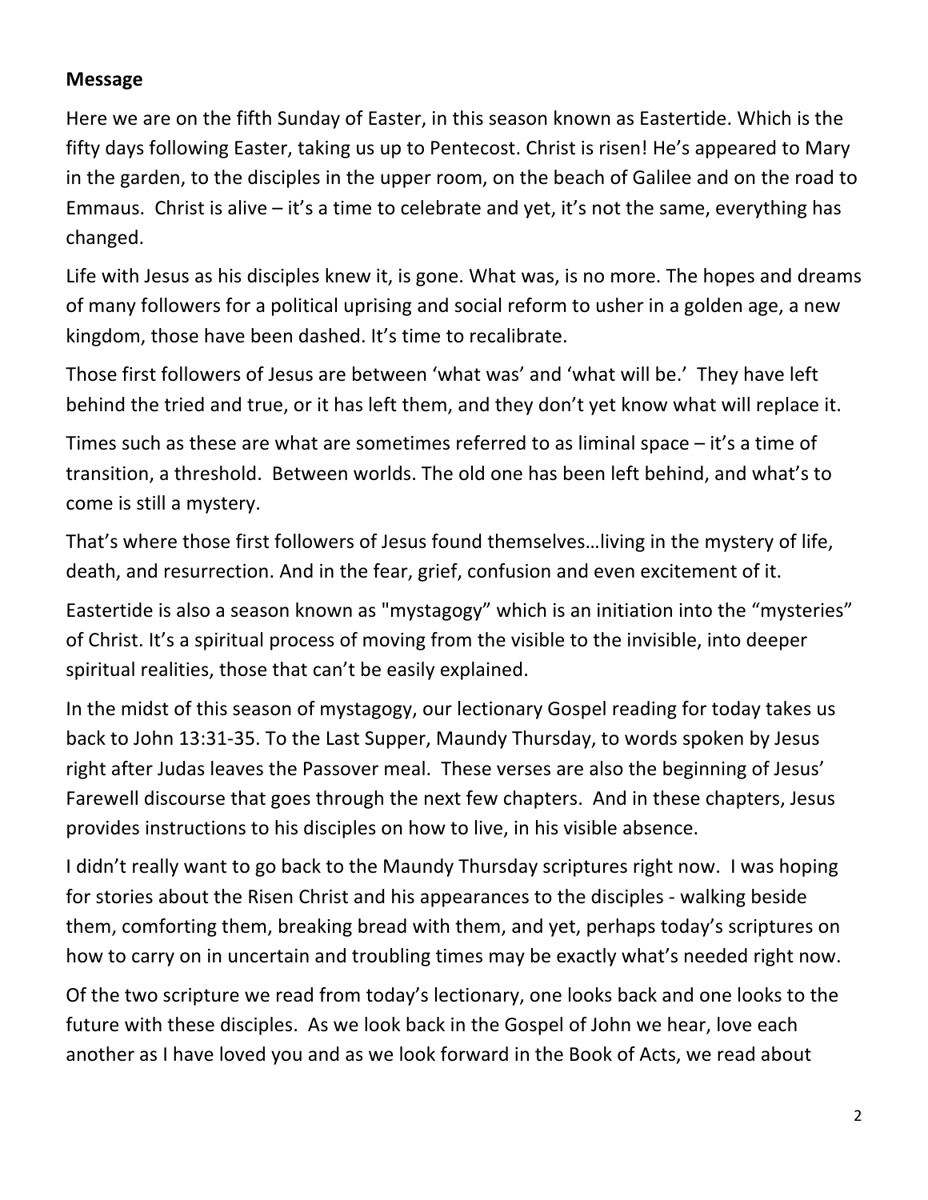**Message**

Here we are on the fifth Sunday of Easter, in this season known as Eastertide. Which is the fifty days following Easter, taking us up to Pentecost. Christ is risen! He's appeared to Mary in the garden, to the disciples in the upper room, on the beach of Galilee and on the road to Emmaus. Christ is alive – it's a time to celebrate and yet, it's not the same, everything has changed.

Life with Jesus as his disciples knew it, is gone. What was, is no more. The hopes and dreams of many followers for a political uprising and social reform to usher in a golden age, a new kingdom, those have been dashed. It's time to recalibrate.

Those first followers of Jesus are between 'what was' and 'what will be.' They have left behind the tried and true, or it has left them, and they don't yet know what will replace it.

Times such as these are what are sometimes referred to as liminal space – it's a time of transition, a threshold. Between worlds. The old one has been left behind, and what's to come is still a mystery.

That's where those first followers of Jesus found themselves…living in the mystery of life, death, and resurrection. And in the fear, grief, confusion and even excitement of it.

Eastertide is also a season known as "mystagogy" which is an initiation into the "mysteries" of Christ. It's a spiritual process of moving from the visible to the invisible, into deeper spiritual realities, those that can't be easily explained.

In the midst of this season of mystagogy, our lectionary Gospel reading for today takes us back to John 13:31-35. To the Last Supper, Maundy Thursday, to words spoken by Jesus right after Judas leaves the Passover meal. These verses are also the beginning of Jesus' Farewell discourse that goes through the next few chapters. And in these chapters, Jesus provides instructions to his disciples on how to live, in his visible absence.

I didn't really want to go back to the Maundy Thursday scriptures right now. I was hoping for stories about the Risen Christ and his appearances to the disciples - walking beside them, comforting them, breaking bread with them, and yet, perhaps today's scriptures on how to carry on in uncertain and troubling times may be exactly what's needed right now.

Of the two scripture we read from today's lectionary, one looks back and one looks to the future with these disciples. As we look back in the Gospel of John we hear, love each another as I have loved you and as we look forward in the Book of Acts, we read about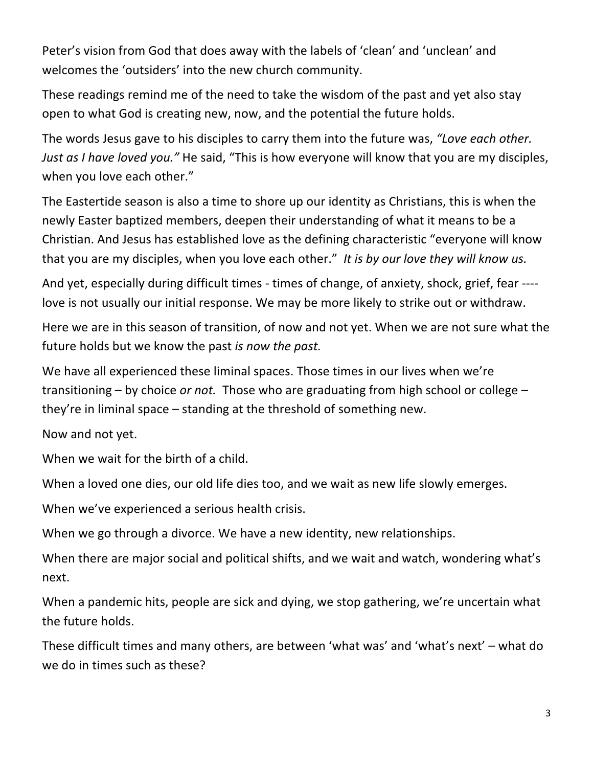Peter's vision from God that does away with the labels of 'clean' and 'unclean' and welcomes the 'outsiders' into the new church community.

These readings remind me of the need to take the wisdom of the past and yet also stay open to what God is creating new, now, and the potential the future holds.

The words Jesus gave to his disciples to carry them into the future was, *"Love each other. Just as I have loved you."* He said, "This is how everyone will know that you are my disciples, when you love each other."

The Eastertide season is also a time to shore up our identity as Christians, this is when the newly Easter baptized members, deepen their understanding of what it means to be a Christian. And Jesus has established love as the defining characteristic "everyone will know that you are my disciples, when you love each other." *It is by our love they will know us.*

And yet, especially during difficult times - times of change, of anxiety, shock, grief, fear ---- love is not usually our initial response. We may be more likely to strike out or withdraw.

Here we are in this season of transition, of now and not yet. When we are not sure what the future holds but we know the past *is now the past.*

We have all experienced these liminal spaces. Those times in our lives when we're transitioning – by choice *or not.* Those who are graduating from high school or college – they're in liminal space – standing at the threshold of something new.

Now and not yet.

When we wait for the birth of a child.

When a loved one dies, our old life dies too, and we wait as new life slowly emerges.

When we've experienced a serious health crisis.

When we go through a divorce. We have a new identity, new relationships.

When there are major social and political shifts, and we wait and watch, wondering what's next.

When a pandemic hits, people are sick and dying, we stop gathering, we're uncertain what the future holds.

These difficult times and many others, are between 'what was' and 'what's next' – what do we do in times such as these?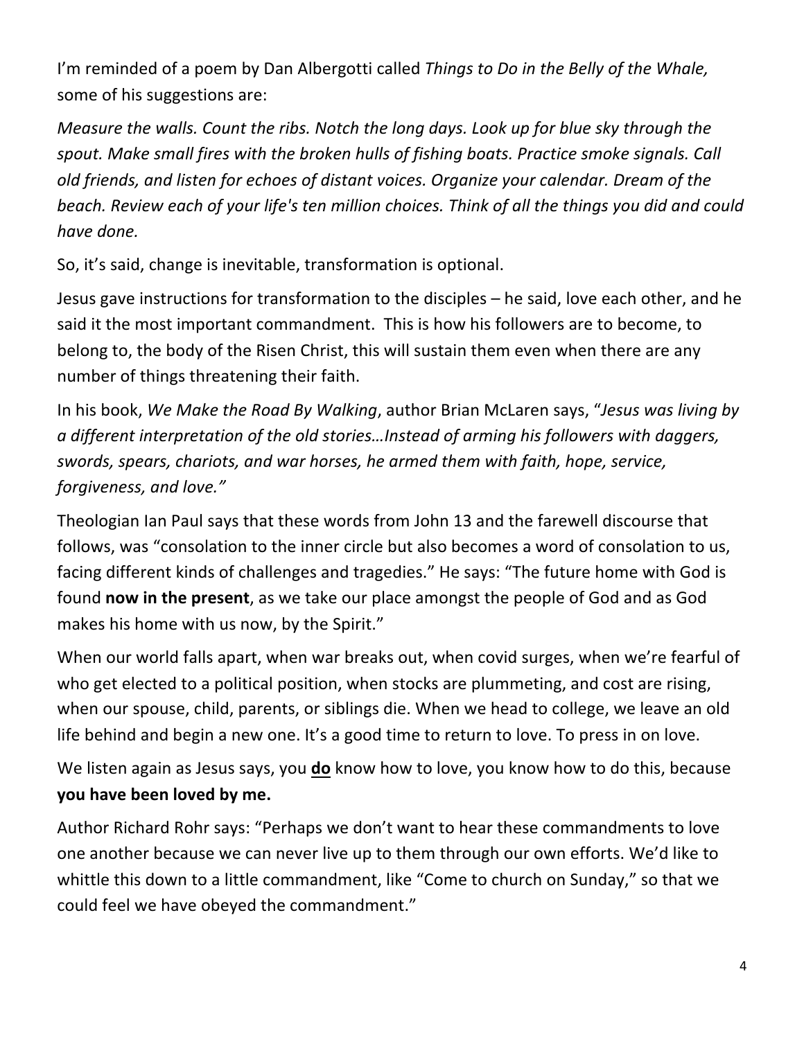I'm reminded of a poem by Dan Albergotti called *Things to Do in the Belly of the Whale,* some of his suggestions are:

*Measure the walls. Count the ribs. Notch the long days. Look up for blue sky through the spout. Make small fires with the broken hulls of fishing boats. Practice smoke signals. Call old friends, and listen for echoes of distant voices. Organize your calendar. Dream of the beach. Review each of your life's ten million choices. Think of all the things you did and could have done.*

So, it's said, change is inevitable, transformation is optional.

Jesus gave instructions for transformation to the disciples – he said, love each other, and he said it the most important commandment. This is how his followers are to become, to belong to, the body of the Risen Christ, this will sustain them even when there are any number of things threatening their faith.

In his book, *We Make the Road By Walking*, author Brian McLaren says, "*Jesus was living by a different interpretation of the old stories…Instead of arming his followers with daggers, swords, spears, chariots, and war horses, he armed them with faith, hope, service, forgiveness, and love."*

Theologian Ian Paul says that these words from John 13 and the farewell discourse that follows, was "consolation to the inner circle but also becomes a word of consolation to us, facing different kinds of challenges and tragedies." He says: "The future home with God is found **now in the present**, as we take our place amongst the people of God and as God makes his home with us now, by the Spirit."

When our world falls apart, when war breaks out, when covid surges, when we're fearful of who get elected to a political position, when stocks are plummeting, and cost are rising, when our spouse, child, parents, or siblings die. When we head to college, we leave an old life behind and begin a new one. It's a good time to return to love. To press in on love.

We listen again as Jesus says, you <u>**do**</u> know how to love, you know how to do this, because **you have been loved by me.**

Author Richard Rohr says: "Perhaps we don't want to hear these commandments to love one another because we can never live up to them through our own efforts. We'd like to whittle this down to a little commandment, like "Come to church on Sunday," so that we could feel we have obeyed the commandment."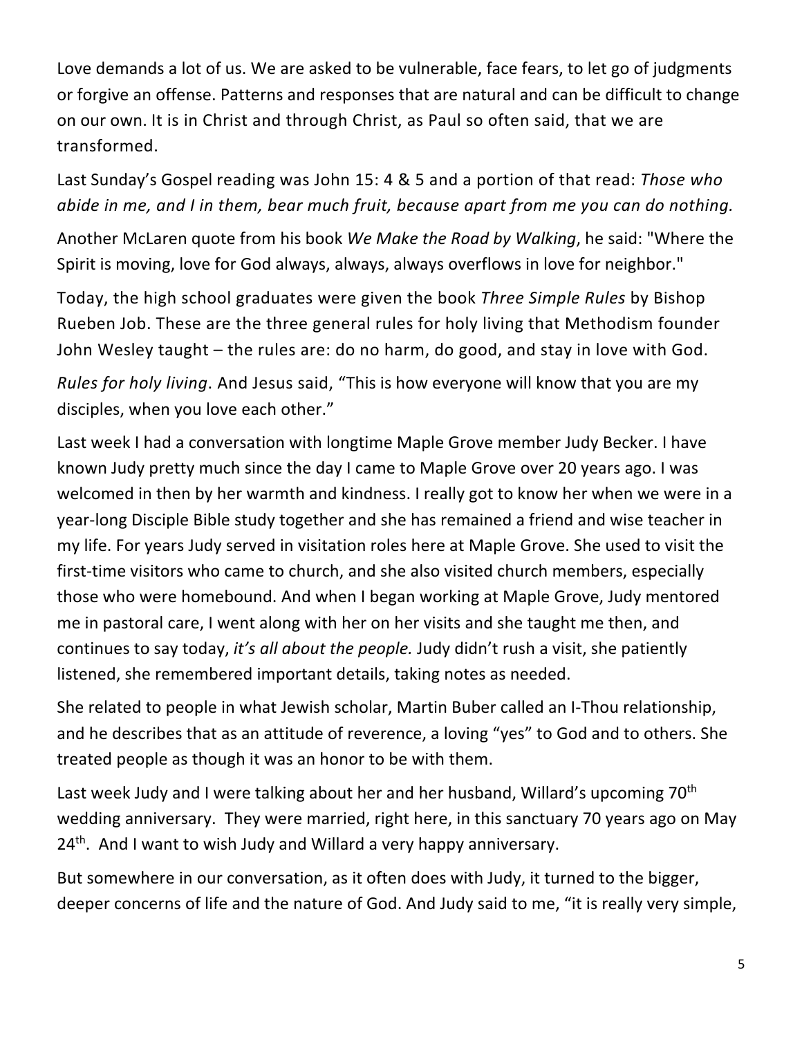Love demands a lot of us. We are asked to be vulnerable, face fears, to let go of judgments or forgive an offense. Patterns and responses that are natural and can be difficult to change on our own. It is in Christ and through Christ, as Paul so often said, that we are transformed.

Last Sunday's Gospel reading was John 15: 4 & 5 and a portion of that read: *Those who abide in me, and I in them, bear much fruit, because apart from me you can do nothing.*

Another McLaren quote from his book *We Make the Road by Walking*, he said: "Where the Spirit is moving, love for God always, always, always overflows in love for neighbor."

Today, the high school graduates were given the book *Three Simple Rules* by Bishop Rueben Job. These are the three general rules for holy living that Methodism founder John Wesley taught – the rules are: do no harm, do good, and stay in love with God.

*Rules for holy living*. And Jesus said, "This is how everyone will know that you are my disciples, when you love each other."

Last week I had a conversation with longtime Maple Grove member Judy Becker. I have known Judy pretty much since the day I came to Maple Grove over 20 years ago. I was welcomed in then by her warmth and kindness. I really got to know her when we were in a year-long Disciple Bible study together and she has remained a friend and wise teacher in my life. For years Judy served in visitation roles here at Maple Grove. She used to visit the first-time visitors who came to church, and she also visited church members, especially those who were homebound. And when I began working at Maple Grove, Judy mentored me in pastoral care, I went along with her on her visits and she taught me then, and continues to say today, *it's all about the people.* Judy didn't rush a visit, she patiently listened, she remembered important details, taking notes as needed.

She related to people in what Jewish scholar, Martin Buber called an I-Thou relationship, and he describes that as an attitude of reverence, a loving "yes" to God and to others. She treated people as though it was an honor to be with them.

Last week Judy and I were talking about her and her husband, Willard's upcoming 70th wedding anniversary. They were married, right here, in this sanctuary 70 years ago on May 24th. And I want to wish Judy and Willard a very happy anniversary.

But somewhere in our conversation, as it often does with Judy, it turned to the bigger, deeper concerns of life and the nature of God. And Judy said to me, "it is really very simple,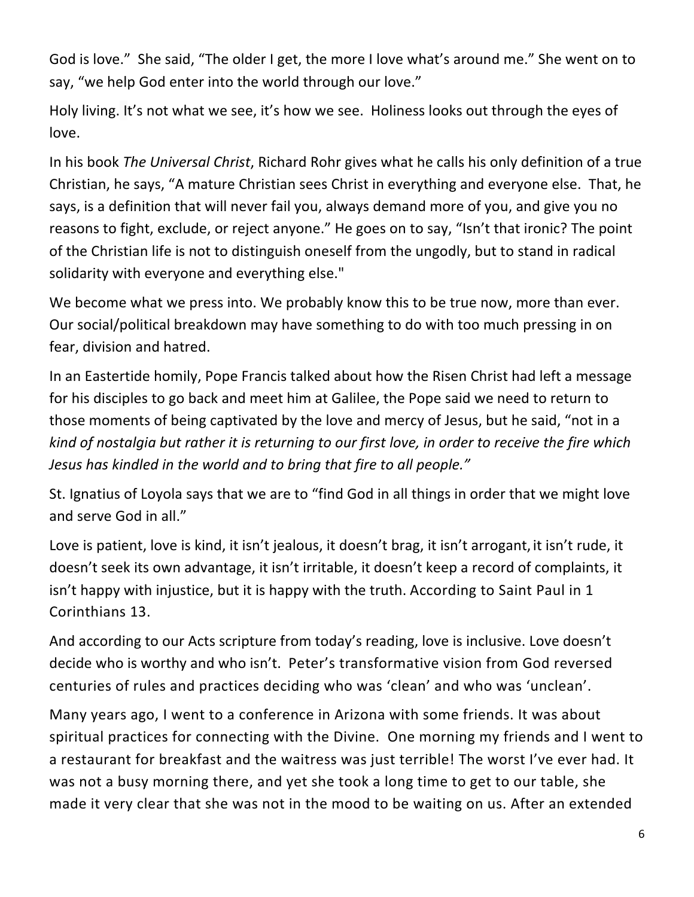God is love." She said, "The older I get, the more I love what's around me." She went on to say, "we help God enter into the world through our love."

Holy living. It's not what we see, it's how we see. Holiness looks out through the eyes of love.

In his book *The Universal Christ*, Richard Rohr gives what he calls his only definition of a true Christian, he says, "A mature Christian sees Christ in everything and everyone else. That, he says, is a definition that will never fail you, always demand more of you, and give you no reasons to fight, exclude, or reject anyone." He goes on to say, "Isn't that ironic? The point of the Christian life is not to distinguish oneself from the ungodly, but to stand in radical solidarity with everyone and everything else."

We become what we press into. We probably know this to be true now, more than ever. Our social/political breakdown may have something to do with too much pressing in on fear, division and hatred.

In an Eastertide homily, Pope Francis talked about how the Risen Christ had left a message for his disciples to go back and meet him at Galilee, the Pope said we need to return to those moments of being captivated by the love and mercy of Jesus, but he said, "not in a *kind of nostalgia but rather it is returning to our first love, in order to receive the fire which Jesus has kindled in the world and to bring that fire to all people."*

St. Ignatius of Loyola says that we are to "find God in all things in order that we might love and serve God in all."

Love is patient, love is kind, it isn't jealous, it doesn't brag, it isn't arrogant, it isn't rude, it doesn't seek its own advantage, it isn't irritable, it doesn't keep a record of complaints, it isn't happy with injustice, but it is happy with the truth. According to Saint Paul in 1 Corinthians 13.

And according to our Acts scripture from today's reading, love is inclusive. Love doesn't decide who is worthy and who isn't. Peter's transformative vision from God reversed centuries of rules and practices deciding who was 'clean' and who was 'unclean'.

Many years ago, I went to a conference in Arizona with some friends. It was about spiritual practices for connecting with the Divine. One morning my friends and I went to a restaurant for breakfast and the waitress was just terrible! The worst I've ever had. It was not a busy morning there, and yet she took a long time to get to our table, she made it very clear that she was not in the mood to be waiting on us. After an extended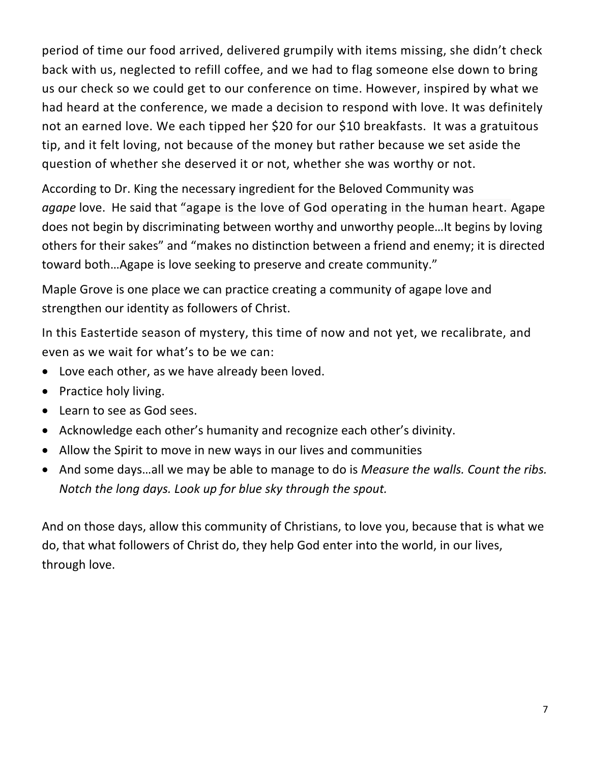period of time our food arrived, delivered grumpily with items missing, she didn't check back with us, neglected to refill coffee, and we had to flag someone else down to bring us our check so we could get to our conference on time. However, inspired by what we had heard at the conference, we made a decision to respond with love. It was definitely not an earned love. We each tipped her $20 for our $10 breakfasts. It was a gratuitous tip, and it felt loving, not because of the money but rather because we set aside the question of whether she deserved it or not, whether she was worthy or not.

According to Dr. King the necessary ingredient for the Beloved Community was *agape* love. He said that "agape is the love of God operating in the human heart. Agape does not begin by discriminating between worthy and unworthy people…It begins by loving others for their sakes" and "makes no distinction between a friend and enemy; it is directed toward both…Agape is love seeking to preserve and create community."

Maple Grove is one place we can practice creating a community of agape love and strengthen our identity as followers of Christ.

In this Eastertide season of mystery, this time of now and not yet, we recalibrate, and even as we wait for what's to be we can:

- Love each other, as we have already been loved.
- Practice holy living.
- Learn to see as God sees.
- Acknowledge each other's humanity and recognize each other's divinity.
- Allow the Spirit to move in new ways in our lives and communities
- And some days…all we may be able to manage to do is *Measure the walls. Count the ribs. Notch the long days. Look up for blue sky through the spout.*

And on those days, allow this community of Christians, to love you, because that is what we do, that what followers of Christ do, they help God enter into the world, in our lives, through love.